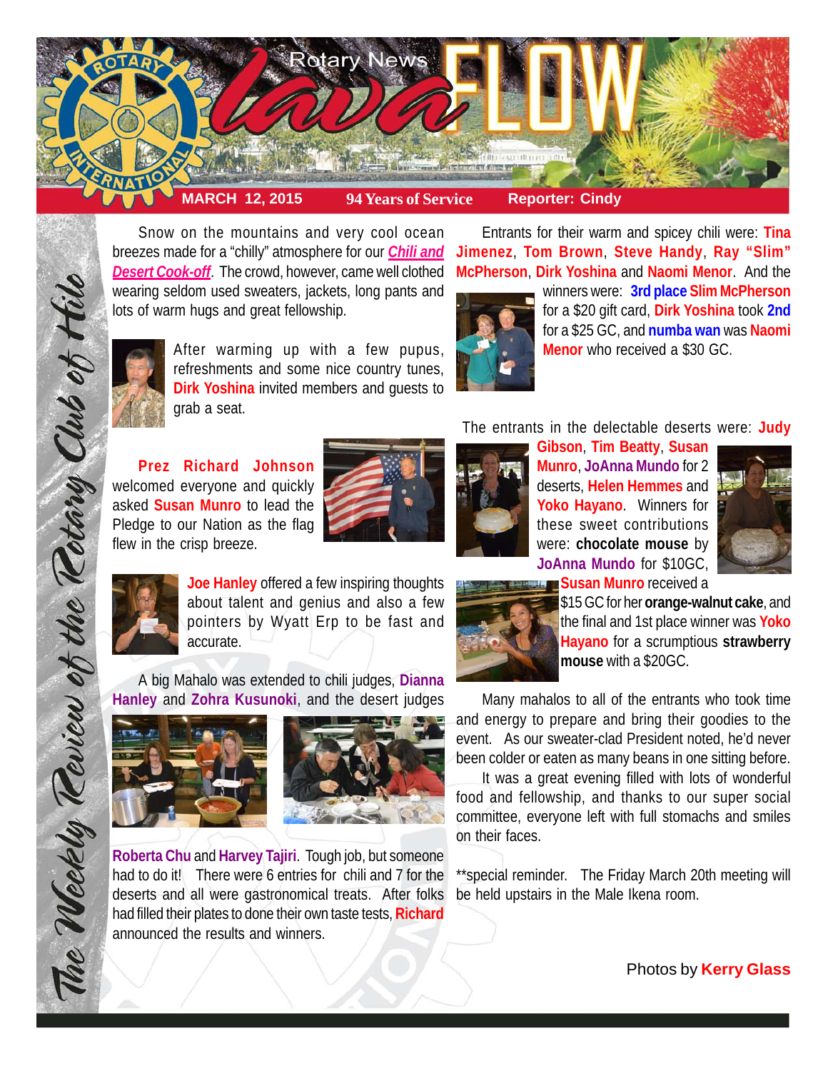# Rotary News Lava FLOW

**MARCH 12, 2015** | **94 Years of Service** | **Reporter: Cindy**

*The Weekly Review of the Rotary Club of Hilo*

Snow on the mountains and very cool ocean breezes made for a "chilly" atmosphere for our ***Chili and Desert Cook-off***. The crowd, however, came well clothed wearing seldom used sweaters, jackets, long pants and lots of warm hugs and great fellowship.

After warming up with a few pupus, refreshments and some nice country tunes, **Dirk Yoshina** invited members and guests to grab a seat.

**Prez Richard Johnson** welcomed everyone and quickly asked **Susan Munro** to lead the Pledge to our Nation as the flag flew in the crisp breeze.

**Joe Hanley** offered a few inspiring thoughts about talent and genius and also a few pointers by Wyatt Erp to be fast and accurate.

A big Mahalo was extended to chili judges, **Dianna Hanley** and **Zohra Kusunoki**, and the desert judges **Roberta Chu** and **Harvey Tajiri**. Tough job, but someone had to do it! There were 6 entries for chili and 7 for the deserts and all were gastronomical treats. After folks had filled their plates to done their own taste tests, **Richard** announced the results and winners.

Entrants for their warm and spicey chili were: **Tina Jimenez**, **Tom Brown**, **Steve Handy**, **Ray "Slim" McPherson**, **Dirk Yoshina** and **Naomi Menor**. And the winners were: **3rd place Slim McPherson** for a $20 gift card, **Dirk Yoshina** took **2nd** for a $25 GC, and **numba wan** was **Naomi Menor** who received a $30 GC.

The entrants in the delectable deserts were: **Judy Gibson**, **Tim Beatty**, **Susan Munro**, **JoAnna Mundo** for 2 deserts, **Helen Hemmes** and **Yoko Hayano**. Winners for these sweet contributions were: **chocolate mouse** by **JoAnna Mundo** for $10GC, **Susan Munro** received a $15 GC for her **orange-walnut cake**, and the final and 1st place winner was **Yoko Hayano** for a scrumptious **strawberry mouse** with a $20GC.

Many mahalos to all of the entrants who took time and energy to prepare and bring their goodies to the event. As our sweater-clad President noted, he'd never been colder or eaten as many beans in one sitting before.

It was a great evening filled with lots of wonderful food and fellowship, and thanks to our super social committee, everyone left with full stomachs and smiles on their faces.

**special reminder. The Friday March 20th meeting will be held upstairs in the Male Ikena room.

Photos by **Kerry Glass**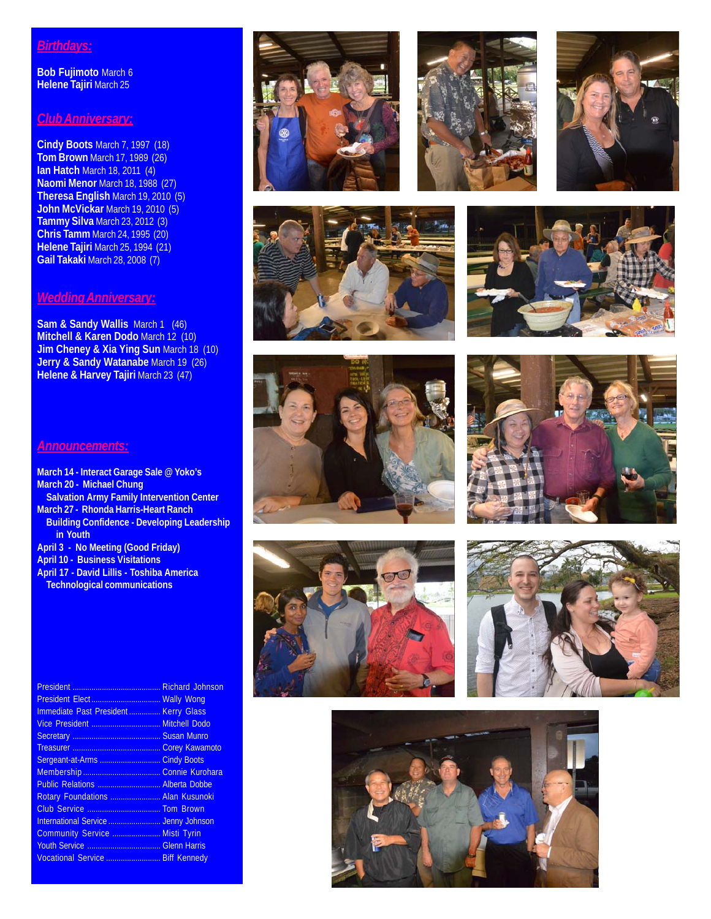## Birthdays:

**Bob Fujimoto** March 6
**Helene Tajiri** March 25

## Club Anniversary:

**Cindy Boots** March 7, 1997 (18)
**Tom Brown** March 17, 1989 (26)
**Ian Hatch** March 18, 2011 (4)
**Naomi Menor** March 18, 1988 (27)
**Theresa English** March 19, 2010 (5)
**John McVickar** March 19, 2010 (5)
**Tammy Silva** March 23, 2012 (3)
**Chris Tamm** March 24, 1995 (20)
**Helene Tajiri** March 25, 1994 (21)
**Gail Takaki** March 28, 2008 (7)

## Wedding Anniversary:

**Sam & Sandy Wallis** March 1 (46)
**Mitchell & Karen Dodo** March 12 (10)
**Jim Cheney & Xia Ying Sun** March 18 (10)
**Jerry & Sandy Watanabe** March 19 (26)
**Helene & Harvey Tajiri** March 23 (47)

## Announcements:

**March 14 - Interact Garage Sale @ Yoko's**
**March 20 - Michael Chung**
**Salvation Army Family Intervention Center**
**March 27 - Rhonda Harris-Heart Ranch**
**Building Confidence - Developing Leadership in Youth**
**April 3 - No Meeting (Good Friday)**
**April 10 - Business Visitations**
**April 17 - David Lillis - Toshiba America**
**Technological communications**

President .......... Richard Johnson
President Elect .......... Wally Wong
Immediate Past President .......... Kerry Glass
Vice President .......... Mitchell Dodo
Secretary .......... Susan Munro
Treasurer .......... Corey Kawamoto
Sergeant-at-Arms .......... Cindy Boots
Membership .......... Connie Kurohara
Public Relations .......... Alberta Dobbe
Rotary Foundations .......... Alan Kusunoki
Club Service .......... Tom Brown
International Service .......... Jenny Johnson
Community Service .......... Misti Tyrin
Youth Service .......... Glenn Harris
Vocational Service .......... Biff Kennedy